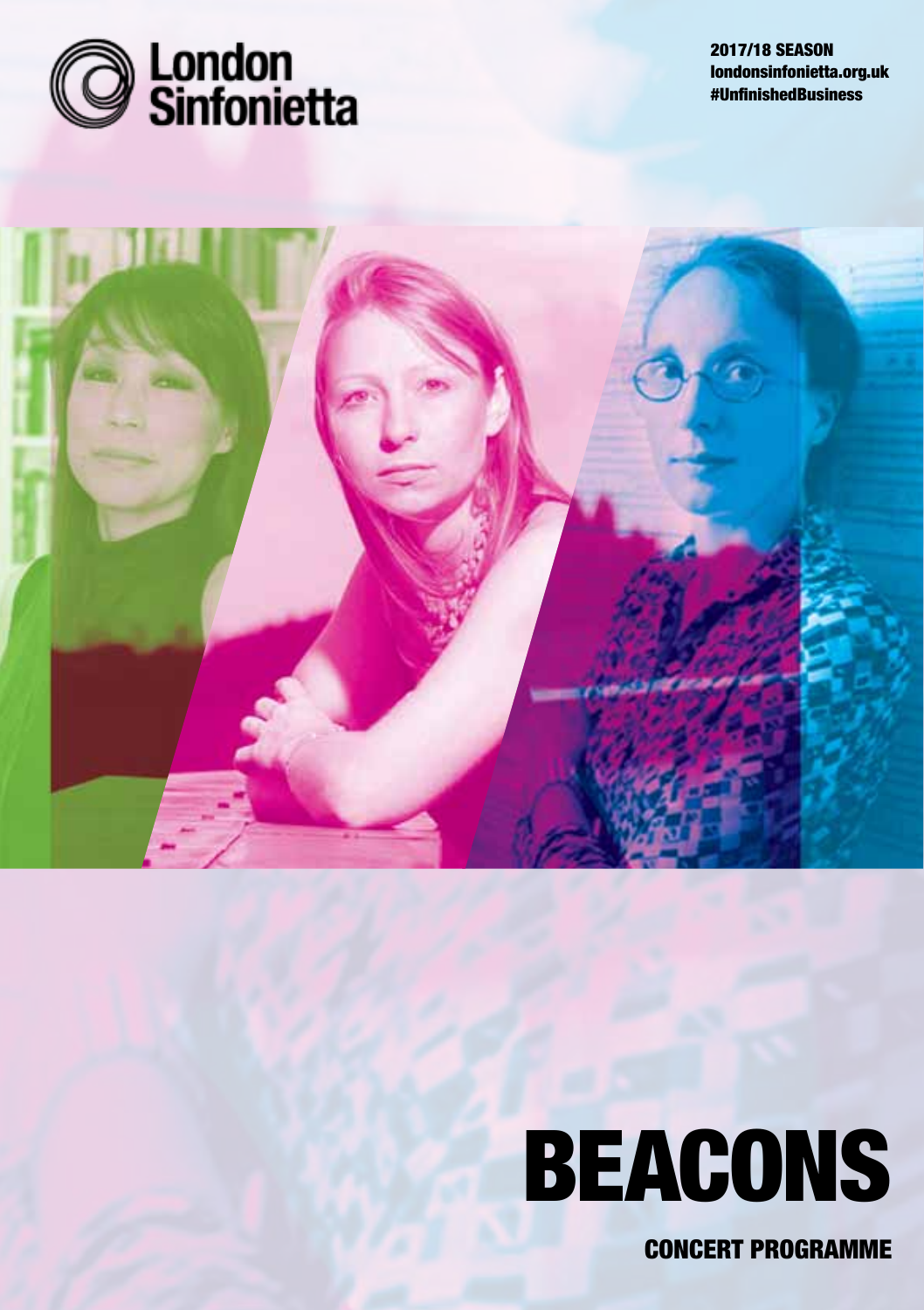London Sinfonietta

2017/18 SEASON
londonsinfonietta.org.uk
#UnfinishedBusiness

# BEACONS

CONCERT PROGRAMME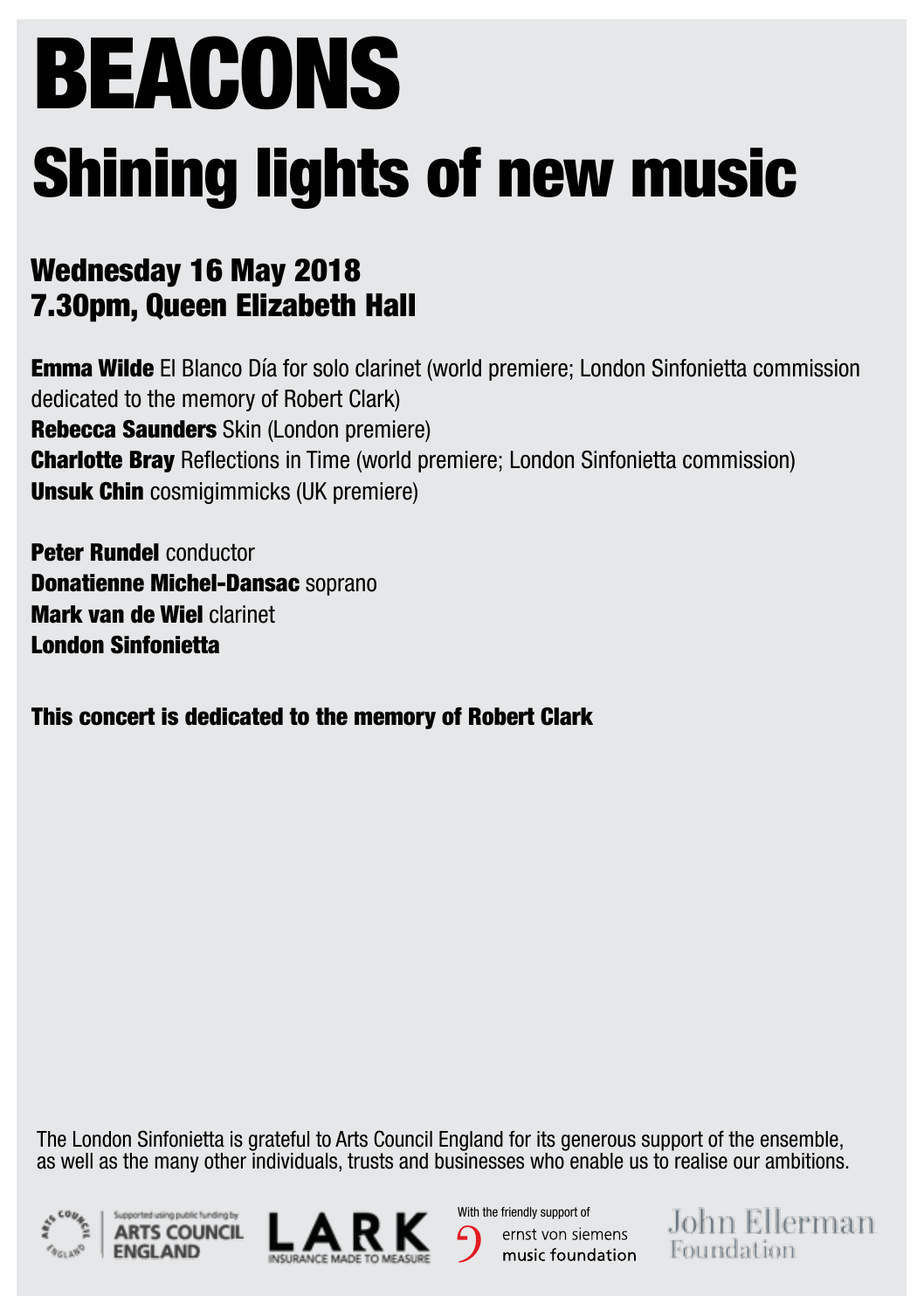# BEACONS

## Shining lights of new music

### Wednesday 16 May 2018
### 7.30pm, Queen Elizabeth Hall

**Emma Wilde** El Blanco Día for solo clarinet (world premiere; London Sinfonietta commission dedicated to the memory of Robert Clark)
**Rebecca Saunders** Skin (London premiere)
**Charlotte Bray** Reflections in Time (world premiere; London Sinfonietta commission)
**Unsuk Chin** cosmigimmicks (UK premiere)

**Peter Rundel** conductor
**Donatienne Michel-Dansac** soprano
**Mark van de Wiel** clarinet
**London Sinfonietta**

**This concert is dedicated to the memory of Robert Clark**

The London Sinfonietta is grateful to Arts Council England for its generous support of the ensemble, as well as the many other individuals, trusts and businesses who enable us to realise our ambitions.

Supported using public funding by ARTS COUNCIL ENGLAND

LARK INSURANCE MADE TO MEASURE

With the friendly support of ernst von siemens music foundation

John Ellerman Foundation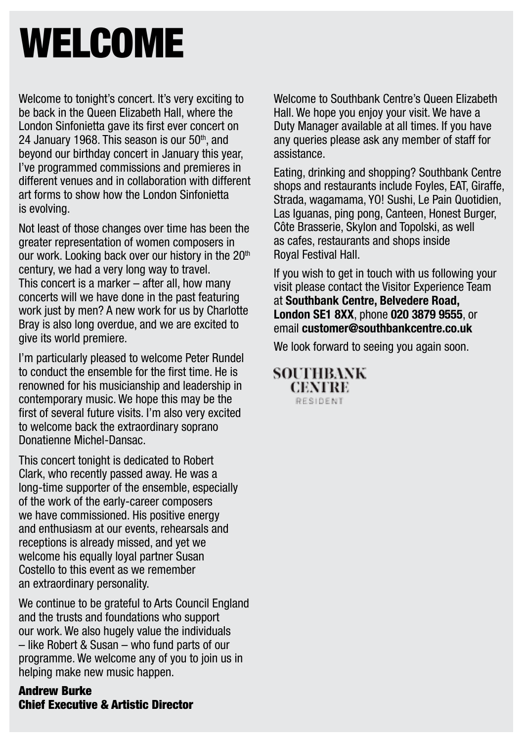# WELCOME

Welcome to tonight's concert. It's very exciting to be back in the Queen Elizabeth Hall, where the London Sinfonietta gave its first ever concert on 24 January 1968. This season is our 50th, and beyond our birthday concert in January this year, I've programmed commissions and premieres in different venues and in collaboration with different art forms to show how the London Sinfonietta is evolving.

Not least of those changes over time has been the greater representation of women composers in our work. Looking back over our history in the 20th century, we had a very long way to travel. This concert is a marker – after all, how many concerts will we have done in the past featuring work just by men? A new work for us by Charlotte Bray is also long overdue, and we are excited to give its world premiere.

I'm particularly pleased to welcome Peter Rundel to conduct the ensemble for the first time. He is renowned for his musicianship and leadership in contemporary music. We hope this may be the first of several future visits. I'm also very excited to welcome back the extraordinary soprano Donatienne Michel-Dansac.

This concert tonight is dedicated to Robert Clark, who recently passed away. He was a long-time supporter of the ensemble, especially of the work of the early-career composers we have commissioned. His positive energy and enthusiasm at our events, rehearsals and receptions is already missed, and yet we welcome his equally loyal partner Susan Costello to this event as we remember an extraordinary personality.

We continue to be grateful to Arts Council England and the trusts and foundations who support our work. We also hugely value the individuals – like Robert & Susan – who fund parts of our programme. We welcome any of you to join us in helping make new music happen.

**Andrew Burke**
**Chief Executive & Artistic Director**

Welcome to Southbank Centre's Queen Elizabeth Hall. We hope you enjoy your visit. We have a Duty Manager available at all times. If you have any queries please ask any member of staff for assistance.

Eating, drinking and shopping? Southbank Centre shops and restaurants include Foyles, EAT, Giraffe, Strada, wagamama, YO! Sushi, Le Pain Quotidien, Las Iguanas, ping pong, Canteen, Honest Burger, Côte Brasserie, Skylon and Topolski, as well as cafes, restaurants and shops inside Royal Festival Hall.

If you wish to get in touch with us following your visit please contact the Visitor Experience Team at **Southbank Centre, Belvedere Road, London SE1 8XX**, phone **020 3879 9555**, or email **customer@southbankcentre.co.uk**

We look forward to seeing you again soon.

SOUTHBANK CENTRE
RESIDENT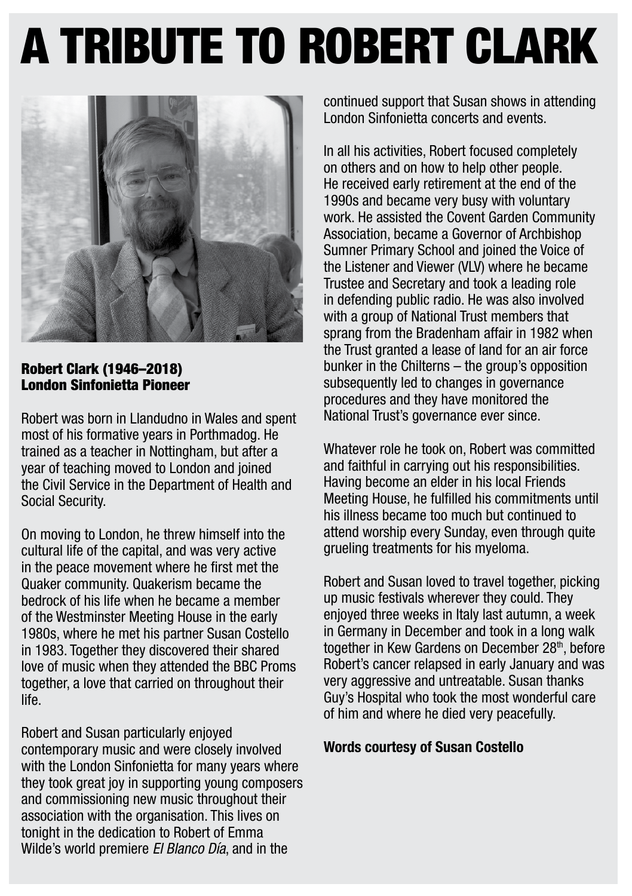# A TRIBUTE TO ROBERT CLARK

**Robert Clark (1946–2018)**
**London Sinfonietta Pioneer**

Robert was born in Llandudno in Wales and spent most of his formative years in Porthmadog. He trained as a teacher in Nottingham, but after a year of teaching moved to London and joined the Civil Service in the Department of Health and Social Security.

On moving to London, he threw himself into the cultural life of the capital, and was very active in the peace movement where he first met the Quaker community. Quakerism became the bedrock of his life when he became a member of the Westminster Meeting House in the early 1980s, where he met his partner Susan Costello in 1983. Together they discovered their shared love of music when they attended the BBC Proms together, a love that carried on throughout their life.

Robert and Susan particularly enjoyed contemporary music and were closely involved with the London Sinfonietta for many years where they took great joy in supporting young composers and commissioning new music throughout their association with the organisation. This lives on tonight in the dedication to Robert of Emma Wilde's world premiere *El Blanco Día*, and in the continued support that Susan shows in attending London Sinfonietta concerts and events.

In all his activities, Robert focused completely on others and on how to help other people. He received early retirement at the end of the 1990s and became very busy with voluntary work. He assisted the Covent Garden Community Association, became a Governor of Archbishop Sumner Primary School and joined the Voice of the Listener and Viewer (VLV) where he became Trustee and Secretary and took a leading role in defending public radio. He was also involved with a group of National Trust members that sprang from the Bradenham affair in 1982 when the Trust granted a lease of land for an air force bunker in the Chilterns – the group's opposition subsequently led to changes in governance procedures and they have monitored the National Trust's governance ever since.

Whatever role he took on, Robert was committed and faithful in carrying out his responsibilities. Having become an elder in his local Friends Meeting House, he fulfilled his commitments until his illness became too much but continued to attend worship every Sunday, even through quite grueling treatments for his myeloma.

Robert and Susan loved to travel together, picking up music festivals wherever they could. They enjoyed three weeks in Italy last autumn, a week in Germany in December and took in a long walk together in Kew Gardens on December 28th, before Robert's cancer relapsed in early January and was very aggressive and untreatable. Susan thanks Guy's Hospital who took the most wonderful care of him and where he died very peacefully.

**Words courtesy of Susan Costello**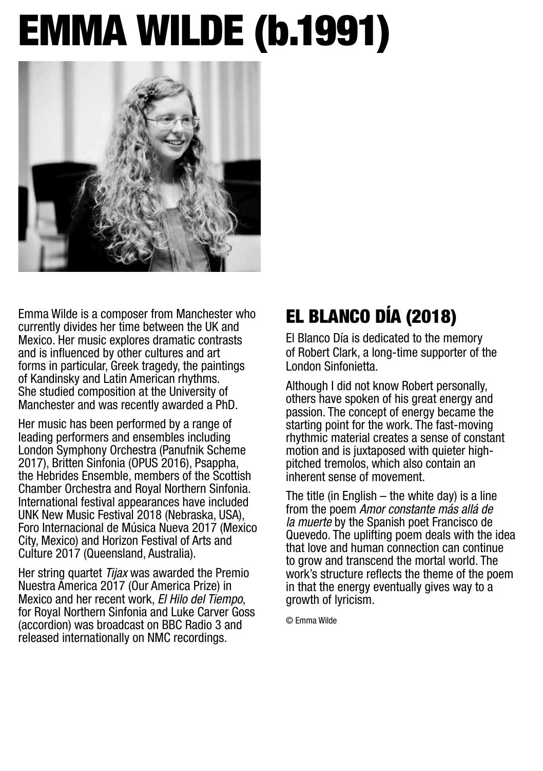# EMMA WILDE (b.1991)

Emma Wilde is a composer from Manchester who currently divides her time between the UK and Mexico. Her music explores dramatic contrasts and is influenced by other cultures and art forms in particular, Greek tragedy, the paintings of Kandinsky and Latin American rhythms. She studied composition at the University of Manchester and was recently awarded a PhD.

Her music has been performed by a range of leading performers and ensembles including London Symphony Orchestra (Panufnik Scheme 2017), Britten Sinfonia (OPUS 2016), Psappha, the Hebrides Ensemble, members of the Scottish Chamber Orchestra and Royal Northern Sinfonia. International festival appearances have included UNK New Music Festival 2018 (Nebraska, USA), Foro Internacional de Música Nueva 2017 (Mexico City, Mexico) and Horizon Festival of Arts and Culture 2017 (Queensland, Australia).

Her string quartet *Tijax* was awarded the Premio Nuestra America 2017 (Our America Prize) in Mexico and her recent work, *El Hilo del Tiempo*, for Royal Northern Sinfonia and Luke Carver Goss (accordion) was broadcast on BBC Radio 3 and released internationally on NMC recordings.

## EL BLANCO DÍA (2018)

El Blanco Día is dedicated to the memory of Robert Clark, a long-time supporter of the London Sinfonietta.

Although I did not know Robert personally, others have spoken of his great energy and passion. The concept of energy became the starting point for the work. The fast-moving rhythmic material creates a sense of constant motion and is juxtaposed with quieter high-pitched tremolos, which also contain an inherent sense of movement.

The title (in English – the white day) is a line from the poem *Amor constante más allá de la muerte* by the Spanish poet Francisco de Quevedo. The uplifting poem deals with the idea that love and human connection can continue to grow and transcend the mortal world. The work's structure reflects the theme of the poem in that the energy eventually gives way to a growth of lyricism.

© Emma Wilde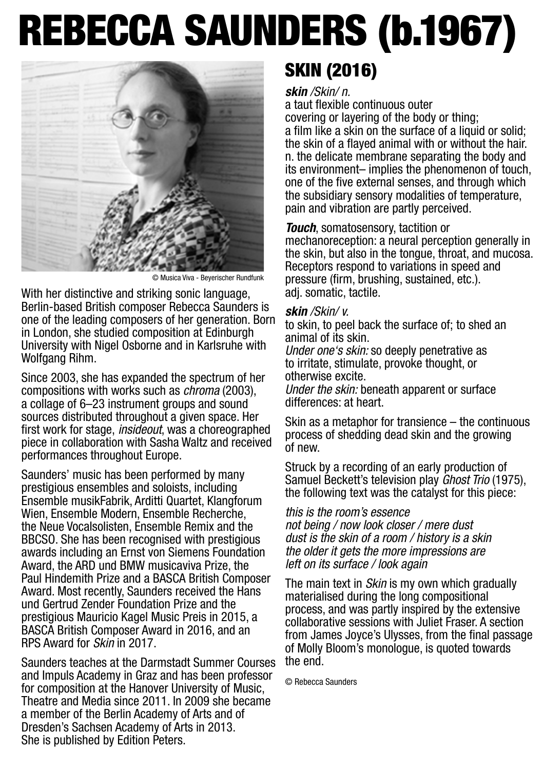# REBECCA SAUNDERS (b.1967)

© Musica Viva - Beyerischer Rundfunk

With her distinctive and striking sonic language, Berlin-based British composer Rebecca Saunders is one of the leading composers of her generation. Born in London, she studied composition at Edinburgh University with Nigel Osborne and in Karlsruhe with Wolfgang Rihm.

Since 2003, she has expanded the spectrum of her compositions with works such as *chroma* (2003), a collage of 6–23 instrument groups and sound sources distributed throughout a given space. Her first work for stage, *insideout*, was a choreographed piece in collaboration with Sasha Waltz and received performances throughout Europe.

Saunders' music has been performed by many prestigious ensembles and soloists, including Ensemble musikFabrik, Arditti Quartet, Klangforum Wien, Ensemble Modern, Ensemble Recherche, the Neue Vocalsolisten, Ensemble Remix and the BBCSO. She has been recognised with prestigious awards including an Ernst von Siemens Foundation Award, the ARD und BMW musicaviva Prize, the Paul Hindemith Prize and a BASCA British Composer Award. Most recently, Saunders received the Hans und Gertrud Zender Foundation Prize and the prestigious Mauricio Kagel Music Preis in 2015, a BASCA British Composer Award in 2016, and an RPS Award for *Skin* in 2017.

Saunders teaches at the Darmstadt Summer Courses and Impuls Academy in Graz and has been professor for composition at the Hanover University of Music, Theatre and Media since 2011. In 2009 she became a member of the Berlin Academy of Arts and of Dresden's Sachsen Academy of Arts in 2013. She is published by Edition Peters.

## SKIN (2016)

***skin** /Skin/ n.*
a taut flexible continuous outer covering or layering of the body or thing; a film like a skin on the surface of a liquid or solid; the skin of a flayed animal with or without the hair. n. the delicate membrane separating the body and its environment– implies the phenomenon of touch, one of the five external senses, and through which the subsidiary sensory modalities of temperature, pain and vibration are partly perceived.

***Touch***, somatosensory, tactition or mechanoreception: a neural perception generally in the skin, but also in the tongue, throat, and mucosa. Receptors respond to variations in speed and pressure (firm, brushing, sustained, etc.).
adj. somatic, tactile.

***skin** /Skin/ v.*
to skin, to peel back the surface of; to shed an animal of its skin.
*Under one's skin:* so deeply penetrative as to irritate, stimulate, provoke thought, or otherwise excite.
*Under the skin:* beneath apparent or surface differences: at heart.

Skin as a metaphor for transience – the continuous process of shedding dead skin and the growing of new.

Struck by a recording of an early production of Samuel Beckett's television play *Ghost Trio* (1975), the following text was the catalyst for this piece:

*this is the room's essence*
*not being / now look closer / mere dust*
*dust is the skin of a room / history is a skin*
*the older it gets the more impressions are*
*left on its surface / look again*

The main text in *Skin* is my own which gradually materialised during the long compositional process, and was partly inspired by the extensive collaborative sessions with Juliet Fraser. A section from James Joyce's Ulysses, from the final passage of Molly Bloom's monologue, is quoted towards the end.

© Rebecca Saunders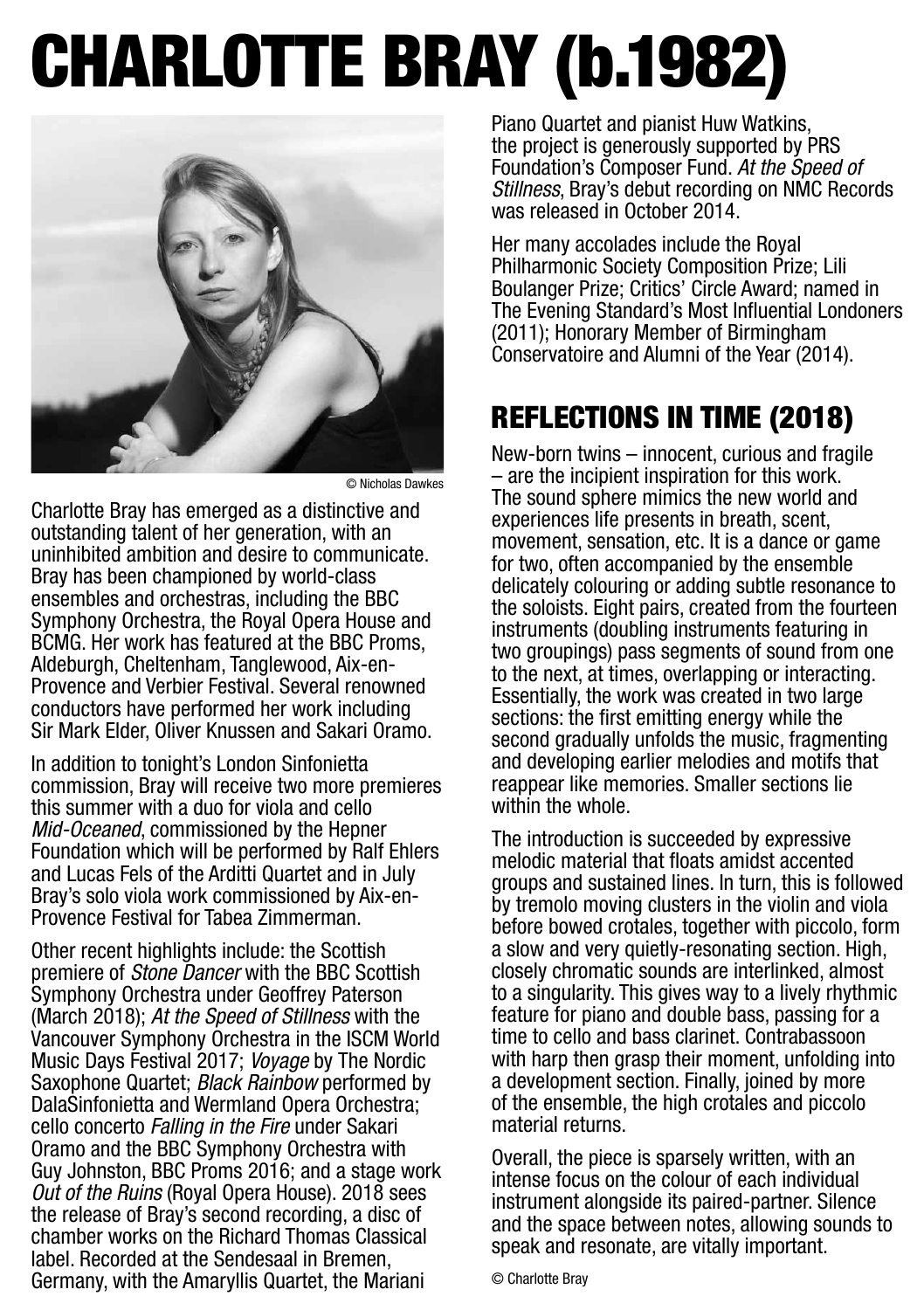# CHARLOTTE BRAY (b.1982)

© Nicholas Dawkes

Charlotte Bray has emerged as a distinctive and outstanding talent of her generation, with an uninhibited ambition and desire to communicate. Bray has been championed by world-class ensembles and orchestras, including the BBC Symphony Orchestra, the Royal Opera House and BCMG. Her work has featured at the BBC Proms, Aldeburgh, Cheltenham, Tanglewood, Aix-en-Provence and Verbier Festival. Several renowned conductors have performed her work including Sir Mark Elder, Oliver Knussen and Sakari Oramo.

In addition to tonight's London Sinfonietta commission, Bray will receive two more premieres this summer with a duo for viola and cello *Mid-Oceaned*, commissioned by the Hepner Foundation which will be performed by Ralf Ehlers and Lucas Fels of the Arditti Quartet and in July Bray's solo viola work commissioned by Aix-en-Provence Festival for Tabea Zimmerman.

Other recent highlights include: the Scottish premiere of *Stone Dancer* with the BBC Scottish Symphony Orchestra under Geoffrey Paterson (March 2018); *At the Speed of Stillness* with the Vancouver Symphony Orchestra in the ISCM World Music Days Festival 2017; *Voyage* by The Nordic Saxophone Quartet; *Black Rainbow* performed by DalaSinfonietta and Wermland Opera Orchestra; cello concerto *Falling in the Fire* under Sakari Oramo and the BBC Symphony Orchestra with Guy Johnston, BBC Proms 2016; and a stage work *Out of the Ruins* (Royal Opera House). 2018 sees the release of Bray's second recording, a disc of chamber works on the Richard Thomas Classical label. Recorded at the Sendesaal in Bremen, Germany, with the Amaryllis Quartet, the Mariani Piano Quartet and pianist Huw Watkins, the project is generously supported by PRS Foundation's Composer Fund. *At the Speed of Stillness*, Bray's debut recording on NMC Records was released in October 2014.

Her many accolades include the Royal Philharmonic Society Composition Prize; Lili Boulanger Prize; Critics' Circle Award; named in The Evening Standard's Most Influential Londoners (2011); Honorary Member of Birmingham Conservatoire and Alumni of the Year (2014).

## REFLECTIONS IN TIME (2018)

New-born twins – innocent, curious and fragile – are the incipient inspiration for this work. The sound sphere mimics the new world and experiences life presents in breath, scent, movement, sensation, etc. It is a dance or game for two, often accompanied by the ensemble delicately colouring or adding subtle resonance to the soloists. Eight pairs, created from the fourteen instruments (doubling instruments featuring in two groupings) pass segments of sound from one to the next, at times, overlapping or interacting. Essentially, the work was created in two large sections: the first emitting energy while the second gradually unfolds the music, fragmenting and developing earlier melodies and motifs that reappear like memories. Smaller sections lie within the whole.

The introduction is succeeded by expressive melodic material that floats amidst accented groups and sustained lines. In turn, this is followed by tremolo moving clusters in the violin and viola before bowed crotales, together with piccolo, form a slow and very quietly-resonating section. High, closely chromatic sounds are interlinked, almost to a singularity. This gives way to a lively rhythmic feature for piano and double bass, passing for a time to cello and bass clarinet. Contrabassoon with harp then grasp their moment, unfolding into a development section. Finally, joined by more of the ensemble, the high crotales and piccolo material returns.

Overall, the piece is sparsely written, with an intense focus on the colour of each individual instrument alongside its paired-partner. Silence and the space between notes, allowing sounds to speak and resonate, are vitally important.

© Charlotte Bray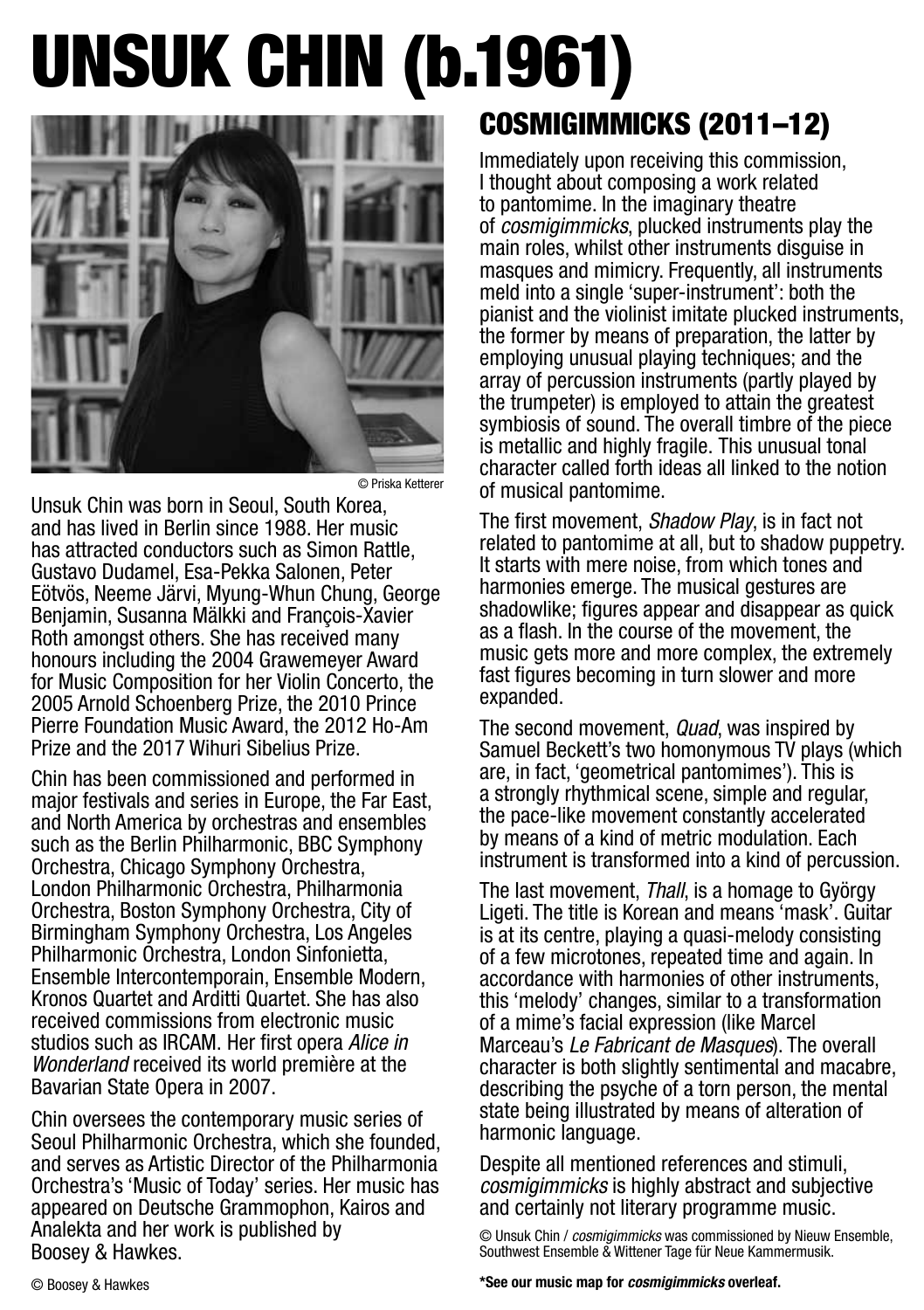# UNSUK CHIN (b.1961)

© Priska Ketterer

Unsuk Chin was born in Seoul, South Korea, and has lived in Berlin since 1988. Her music has attracted conductors such as Simon Rattle, Gustavo Dudamel, Esa-Pekka Salonen, Peter Eötvös, Neeme Järvi, Myung-Whun Chung, George Benjamin, Susanna Mälkki and François-Xavier Roth amongst others. She has received many honours including the 2004 Grawemeyer Award for Music Composition for her Violin Concerto, the 2005 Arnold Schoenberg Prize, the 2010 Prince Pierre Foundation Music Award, the 2012 Ho-Am Prize and the 2017 Wihuri Sibelius Prize.

Chin has been commissioned and performed in major festivals and series in Europe, the Far East, and North America by orchestras and ensembles such as the Berlin Philharmonic, BBC Symphony Orchestra, Chicago Symphony Orchestra, London Philharmonic Orchestra, Philharmonia Orchestra, Boston Symphony Orchestra, City of Birmingham Symphony Orchestra, Los Angeles Philharmonic Orchestra, London Sinfonietta, Ensemble Intercontemporain, Ensemble Modern, Kronos Quartet and Arditti Quartet. She has also received commissions from electronic music studios such as IRCAM. Her first opera *Alice in Wonderland* received its world première at the Bavarian State Opera in 2007.

Chin oversees the contemporary music series of Seoul Philharmonic Orchestra, which she founded, and serves as Artistic Director of the Philharmonia Orchestra's 'Music of Today' series. Her music has appeared on Deutsche Grammophon, Kairos and Analekta and her work is published by Boosey & Hawkes.

© Boosey & Hawkes

## COSMIGIMMICKS (2011–12)

Immediately upon receiving this commission, I thought about composing a work related to pantomime. In the imaginary theatre of *cosmigimmicks*, plucked instruments play the main roles, whilst other instruments disguise in masques and mimicry. Frequently, all instruments meld into a single 'super-instrument': both the pianist and the violinist imitate plucked instruments, the former by means of preparation, the latter by employing unusual playing techniques; and the array of percussion instruments (partly played by the trumpeter) is employed to attain the greatest symbiosis of sound. The overall timbre of the piece is metallic and highly fragile. This unusual tonal character called forth ideas all linked to the notion of musical pantomime.

The first movement, *Shadow Play*, is in fact not related to pantomime at all, but to shadow puppetry. It starts with mere noise, from which tones and harmonies emerge. The musical gestures are shadowlike; figures appear and disappear as quick as a flash. In the course of the movement, the music gets more and more complex, the extremely fast figures becoming in turn slower and more expanded.

The second movement, *Quad*, was inspired by Samuel Beckett's two homonymous TV plays (which are, in fact, 'geometrical pantomimes'). This is a strongly rhythmical scene, simple and regular, the pace-like movement constantly accelerated by means of a kind of metric modulation. Each instrument is transformed into a kind of percussion.

The last movement, *Thall*, is a homage to György Ligeti. The title is Korean and means 'mask'. Guitar is at its centre, playing a quasi-melody consisting of a few microtones, repeated time and again. In accordance with harmonies of other instruments, this 'melody' changes, similar to a transformation of a mime's facial expression (like Marcel Marceau's *Le Fabricant de Masques*). The overall character is both slightly sentimental and macabre, describing the psyche of a torn person, the mental state being illustrated by means of alteration of harmonic language.

Despite all mentioned references and stimuli, *cosmigimmicks* is highly abstract and subjective and certainly not literary programme music.

© Unsuk Chin / *cosmigimmicks* was commissioned by Nieuw Ensemble, Southwest Ensemble & Wittener Tage für Neue Kammermusik.

**\*See our music map for *cosmigimmicks* overleaf.**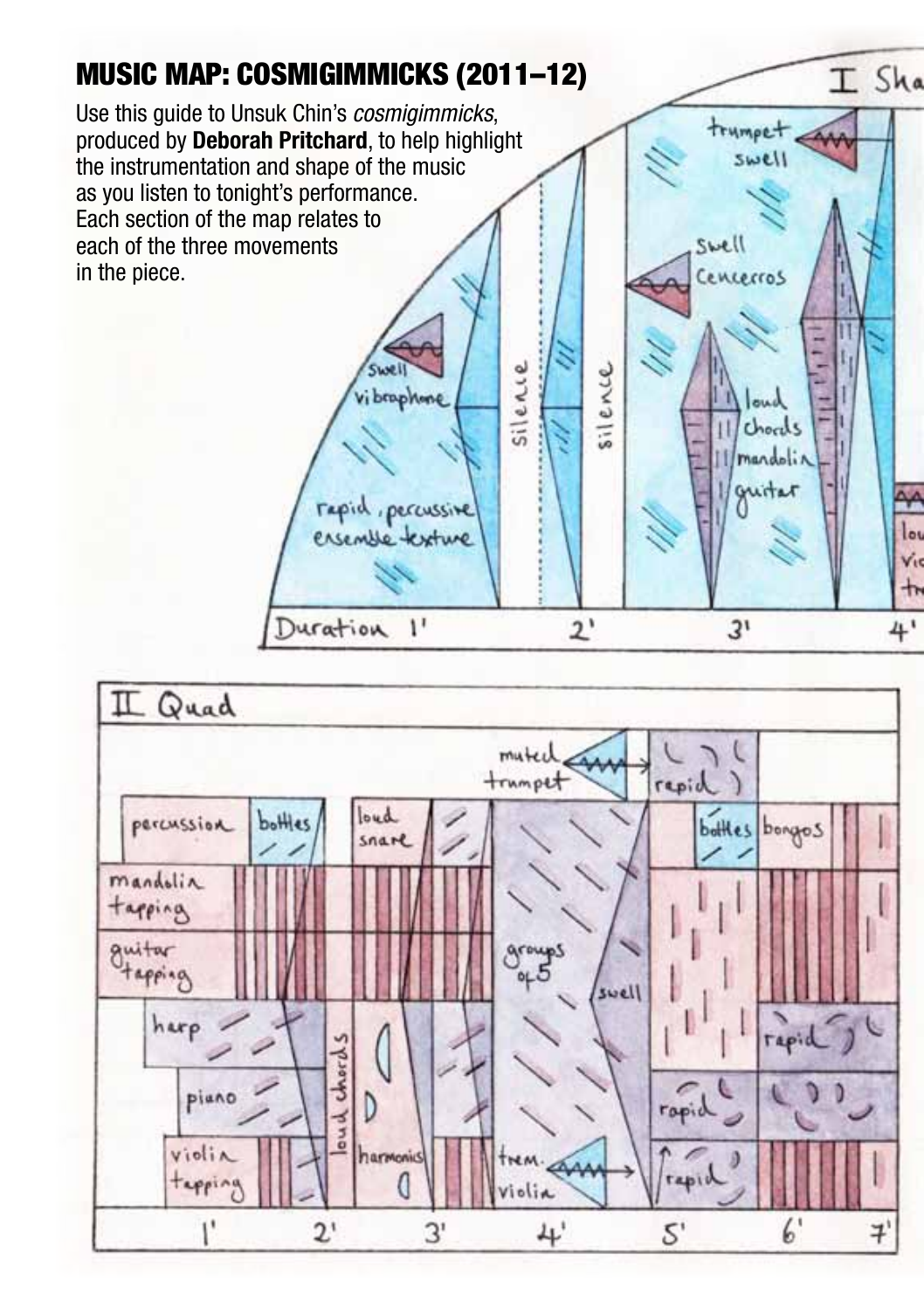# MUSIC MAP: COSMIGIMMICKS (2011–12)

Use this guide to Unsuk Chin's *cosmigimmicks*, produced by **Deborah Pritchard**, to help highlight the instrumentation and shape of the music as you listen to tonight's performance. Each section of the map relates to each of the three movements in the piece.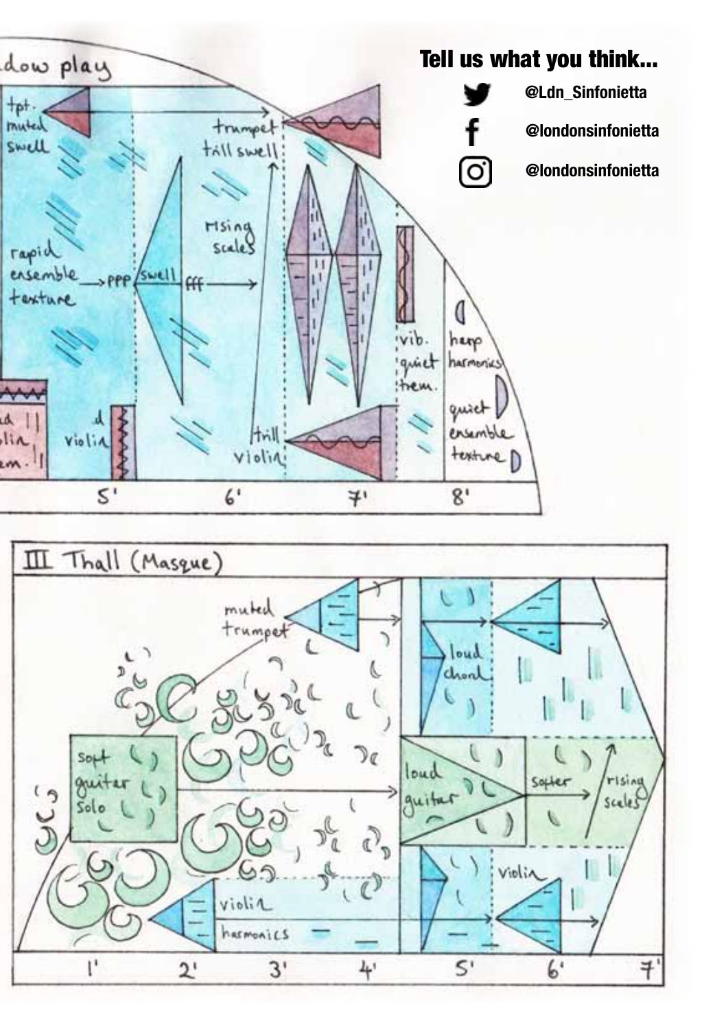## Tell us what you think...

@Ldn_Sinfonietta

@londonsinfonietta

@londonsinfonietta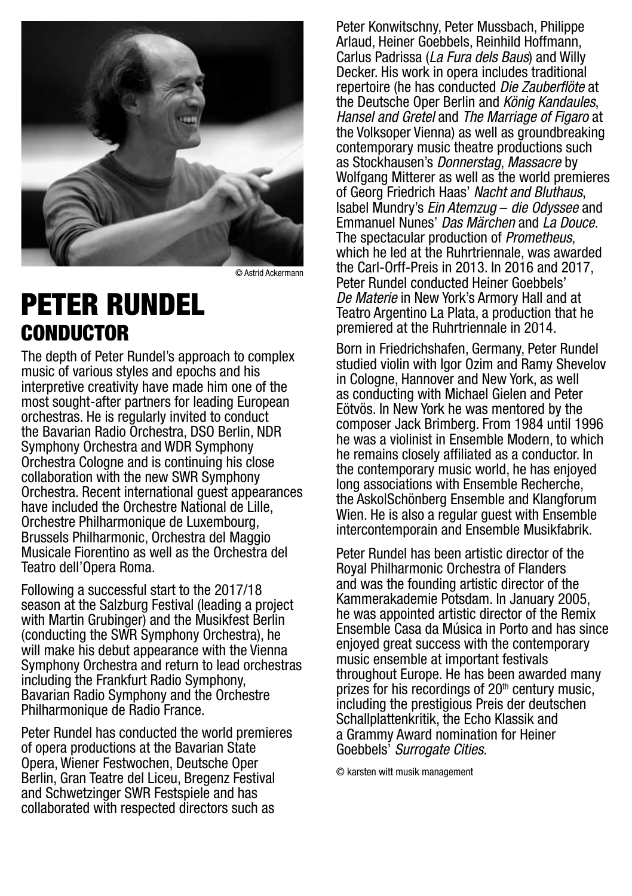© Astrid Ackermann

# PETER RUNDEL

## CONDUCTOR

The depth of Peter Rundel's approach to complex music of various styles and epochs and his interpretive creativity have made him one of the most sought-after partners for leading European orchestras. He is regularly invited to conduct the Bavarian Radio Orchestra, DSO Berlin, NDR Symphony Orchestra and WDR Symphony Orchestra Cologne and is continuing his close collaboration with the new SWR Symphony Orchestra. Recent international guest appearances have included the Orchestre National de Lille, Orchestre Philharmonique de Luxembourg, Brussels Philharmonic, Orchestra del Maggio Musicale Fiorentino as well as the Orchestra del Teatro dell'Opera Roma.

Following a successful start to the 2017/18 season at the Salzburg Festival (leading a project with Martin Grubinger) and the Musikfest Berlin (conducting the SWR Symphony Orchestra), he will make his debut appearance with the Vienna Symphony Orchestra and return to lead orchestras including the Frankfurt Radio Symphony, Bavarian Radio Symphony and the Orchestre Philharmonique de Radio France.

Peter Rundel has conducted the world premieres of opera productions at the Bavarian State Opera, Wiener Festwochen, Deutsche Oper Berlin, Gran Teatre del Liceu, Bregenz Festival and Schwetzinger SWR Festspiele and has collaborated with respected directors such as Peter Konwitschny, Peter Mussbach, Philippe Arlaud, Heiner Goebbels, Reinhild Hoffmann, Carlus Padrissa (*La Fura dels Baus*) and Willy Decker. His work in opera includes traditional repertoire (he has conducted *Die Zauberflöte* at the Deutsche Oper Berlin and *König Kandaules*, *Hansel and Gretel* and *The Marriage of Figaro* at the Volksoper Vienna) as well as groundbreaking contemporary music theatre productions such as Stockhausen's *Donnerstag*, *Massacre* by Wolfgang Mitterer as well as the world premieres of Georg Friedrich Haas' *Nacht and Bluthaus*, Isabel Mundry's *Ein Atemzug – die Odyssee* and Emmanuel Nunes' *Das Märchen* and *La Douce*. The spectacular production of *Prometheus*, which he led at the Ruhrtriennale, was awarded the Carl-Orff-Preis in 2013. In 2016 and 2017, Peter Rundel conducted Heiner Goebbels' *De Materie* in New York's Armory Hall and at Teatro Argentino La Plata, a production that he premiered at the Ruhrtriennale in 2014.

Born in Friedrichshafen, Germany, Peter Rundel studied violin with Igor Ozim and Ramy Shevelov in Cologne, Hannover and New York, as well as conducting with Michael Gielen and Peter Eötvös. In New York he was mentored by the composer Jack Brimberg. From 1984 until 1996 he was a violinist in Ensemble Modern, to which he remains closely affiliated as a conductor. In the contemporary music world, he has enjoyed long associations with Ensemble Recherche, the Asko|Schönberg Ensemble and Klangforum Wien. He is also a regular guest with Ensemble intercontemporain and Ensemble Musikfabrik.

Peter Rundel has been artistic director of the Royal Philharmonic Orchestra of Flanders and was the founding artistic director of the Kammerakademie Potsdam. In January 2005, he was appointed artistic director of the Remix Ensemble Casa da Música in Porto and has since enjoyed great success with the contemporary music ensemble at important festivals throughout Europe. He has been awarded many prizes for his recordings of 20th century music, including the prestigious Preis der deutschen Schallplattenkritik, the Echo Klassik and a Grammy Award nomination for Heiner Goebbels' *Surrogate Cities*.

© karsten witt musik management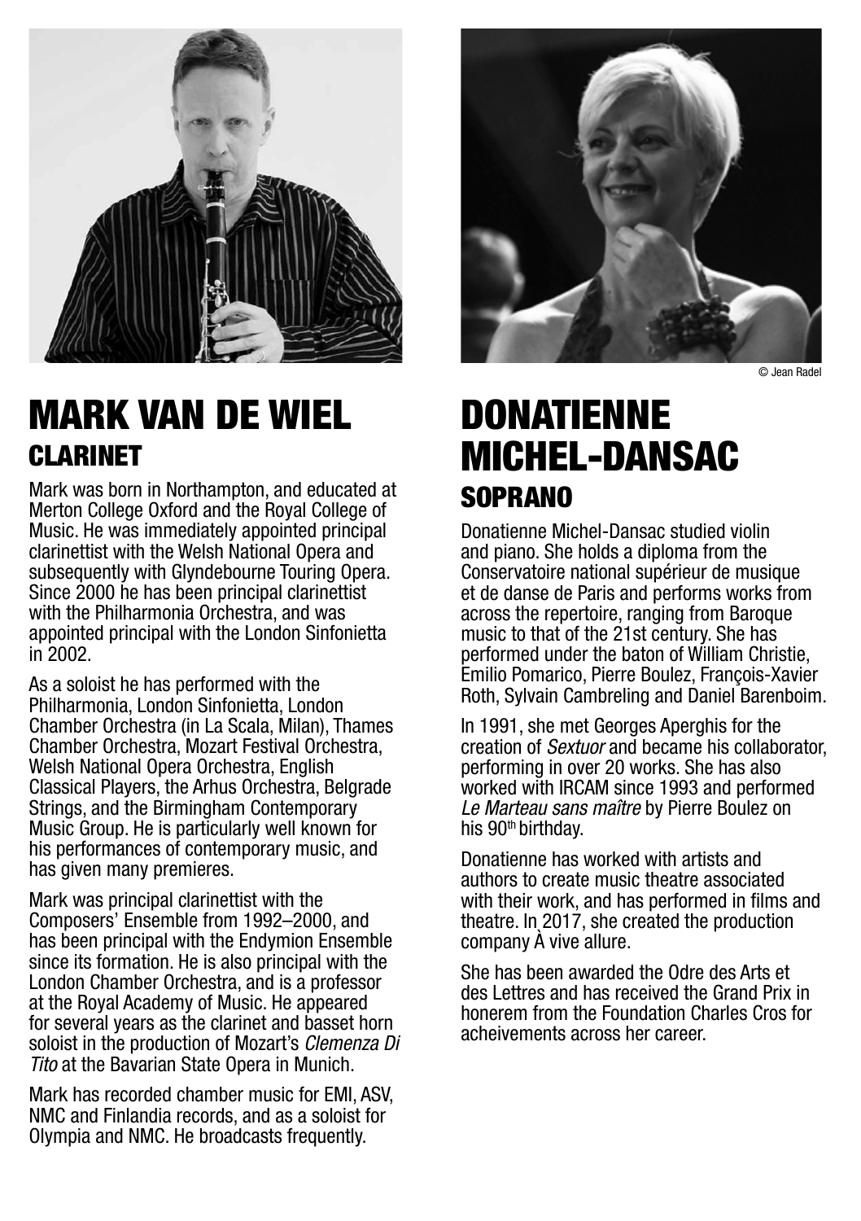# MARK VAN DE WIEL

## CLARINET

Mark was born in Northampton, and educated at Merton College Oxford and the Royal College of Music. He was immediately appointed principal clarinettist with the Welsh National Opera and subsequently with Glyndebourne Touring Opera. Since 2000 he has been principal clarinettist with the Philharmonia Orchestra, and was appointed principal with the London Sinfonietta in 2002.

As a soloist he has performed with the Philharmonia, London Sinfonietta, London Chamber Orchestra (in La Scala, Milan), Thames Chamber Orchestra, Mozart Festival Orchestra, Welsh National Opera Orchestra, English Classical Players, the Arhus Orchestra, Belgrade Strings, and the Birmingham Contemporary Music Group. He is particularly well known for his performances of contemporary music, and has given many premieres.

Mark was principal clarinettist with the Composers' Ensemble from 1992–2000, and has been principal with the Endymion Ensemble since its formation. He is also principal with the London Chamber Orchestra, and is a professor at the Royal Academy of Music. He appeared for several years as the clarinet and basset horn soloist in the production of Mozart's *Clemenza Di Tito* at the Bavarian State Opera in Munich.

Mark has recorded chamber music for EMI, ASV, NMC and Finlandia records, and as a soloist for Olympia and NMC. He broadcasts frequently.

© Jean Radel

# DONATIENNE MICHEL-DANSAC

## SOPRANO

Donatienne Michel-Dansac studied violin and piano. She holds a diploma from the Conservatoire national supérieur de musique et de danse de Paris and performs works from across the repertoire, ranging from Baroque music to that of the 21st century. She has performed under the baton of William Christie, Emilio Pomarico, Pierre Boulez, François-Xavier Roth, Sylvain Cambreling and Daniel Barenboim.

In 1991, she met Georges Aperghis for the creation of *Sextuor* and became his collaborator, performing in over 20 works. She has also worked with IRCAM since 1993 and performed *Le Marteau sans maître* by Pierre Boulez on his 90th birthday.

Donatienne has worked with artists and authors to create music theatre associated with their work, and has performed in films and theatre. In 2017, she created the production company À vive allure.

She has been awarded the Odre des Arts et des Lettres and has received the Grand Prix in honerem from the Foundation Charles Cros for acheivements across her career.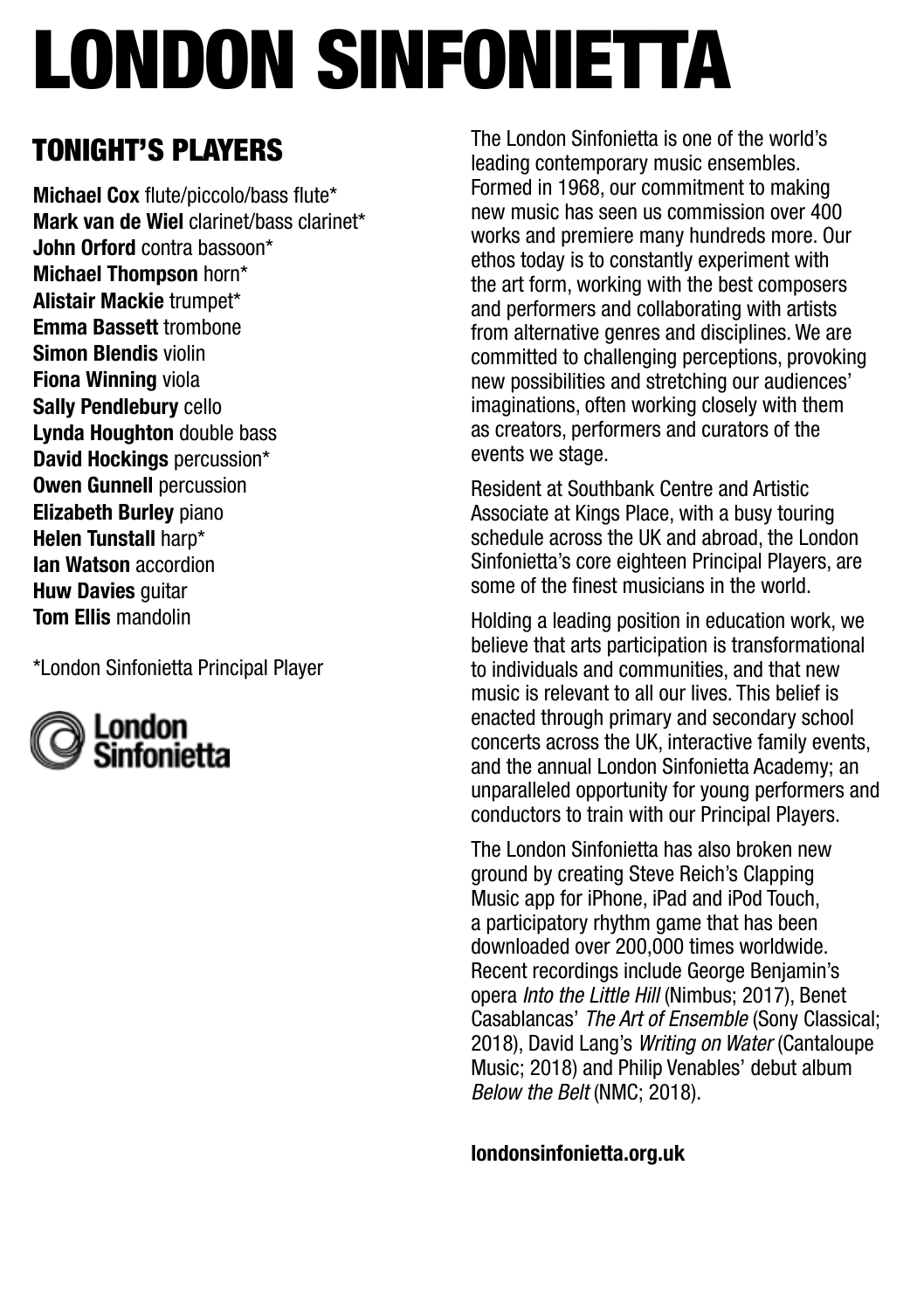# LONDON SINFONIETTA

## TONIGHT'S PLAYERS

**Michael Cox** flute/piccolo/bass flute*
**Mark van de Wiel** clarinet/bass clarinet*
**John Orford** contra bassoon*
**Michael Thompson** horn*
**Alistair Mackie** trumpet*
**Emma Bassett** trombone
**Simon Blendis** violin
**Fiona Winning** viola
**Sally Pendlebury** cello
**Lynda Houghton** double bass
**David Hockings** percussion*
**Owen Gunnell** percussion
**Elizabeth Burley** piano
**Helen Tunstall** harp*
**Ian Watson** accordion
**Huw Davies** guitar
**Tom Ellis** mandolin

*London Sinfonietta Principal Player

London Sinfonietta

The London Sinfonietta is one of the world's leading contemporary music ensembles. Formed in 1968, our commitment to making new music has seen us commission over 400 works and premiere many hundreds more. Our ethos today is to constantly experiment with the art form, working with the best composers and performers and collaborating with artists from alternative genres and disciplines. We are committed to challenging perceptions, provoking new possibilities and stretching our audiences' imaginations, often working closely with them as creators, performers and curators of the events we stage.

Resident at Southbank Centre and Artistic Associate at Kings Place, with a busy touring schedule across the UK and abroad, the London Sinfonietta's core eighteen Principal Players, are some of the finest musicians in the world.

Holding a leading position in education work, we believe that arts participation is transformational to individuals and communities, and that new music is relevant to all our lives. This belief is enacted through primary and secondary school concerts across the UK, interactive family events, and the annual London Sinfonietta Academy; an unparalleled opportunity for young performers and conductors to train with our Principal Players.

The London Sinfonietta has also broken new ground by creating Steve Reich's Clapping Music app for iPhone, iPad and iPod Touch, a participatory rhythm game that has been downloaded over 200,000 times worldwide. Recent recordings include George Benjamin's opera *Into the Little Hill* (Nimbus; 2017), Benet Casablancas' *The Art of Ensemble* (Sony Classical; 2018), David Lang's *Writing on Water* (Cantaloupe Music; 2018) and Philip Venables' debut album *Below the Belt* (NMC; 2018).

**londonsinfonietta.org.uk**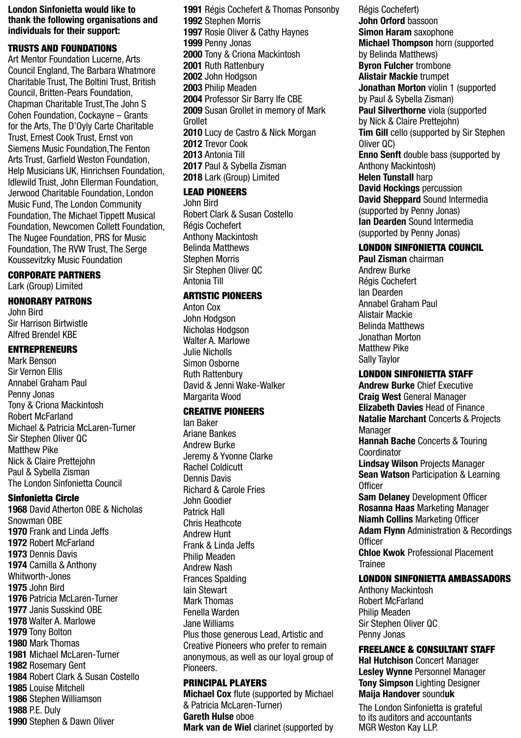**London Sinfonietta would like to thank the following organisations and individuals for their support:**

## TRUSTS AND FOUNDATIONS

Art Mentor Foundation Lucerne, Arts Council England, The Barbara Whatmore Charitable Trust, The Boltini Trust, British Council, Britten-Pears Foundation, Chapman Charitable Trust,The John S Cohen Foundation, Cockayne – Grants for the Arts, The D'Oyly Carte Charitable Trust, Ernest Cook Trust, Ernst von Siemens Music Foundation,The Fenton Arts Trust, Garfield Weston Foundation, Help Musicians UK, Hinrichsen Foundation, Idlewild Trust, John Ellerman Foundation, Jerwood Charitable Foundation, London Music Fund, The London Community Foundation, The Michael Tippett Musical Foundation, Newcomen Collett Foundation, The Nugee Foundation, PRS for Music Foundation, The RVW Trust, The Serge Koussevitzky Music Foundation

## CORPORATE PARTNERS

Lark (Group) Limited

## HONORARY PATRONS

John Bird
Sir Harrison Birtwistle
Alfred Brendel KBE

## ENTREPRENEURS

Mark Benson
Sir Vernon Ellis
Annabel Graham Paul
Penny Jonas
Tony & Criona Mackintosh
Robert McFarland
Michael & Patricia McLaren-Turner
Sir Stephen Oliver QC
Matthew Pike
Nick & Claire Prettejohn
Paul & Sybella Zisman
The London Sinfonietta Council

## Sinfonietta Circle

**1968** David Atherton OBE & Nicholas Snowman OBE
**1970** Frank and Linda Jeffs
**1972** Robert McFarland
**1973** Dennis Davis
**1974** Camilla & Anthony Whitworth-Jones
**1975** John Bird
**1976** Patricia McLaren-Turner
**1977** Janis Susskind OBE
**1978** Walter A. Marlowe
**1979** Tony Bolton
**1980** Mark Thomas
**1981** Michael McLaren-Turner
**1982** Rosemary Gent
**1984** Robert Clark & Susan Costello
**1985** Louise Mitchell
**1986** Stephen Williamson
**1988** P.E. Duly
**1990** Stephen & Dawn Oliver
**1991** Régis Cochefert & Thomas Ponsonby
**1992** Stephen Morris
**1997** Rosie Oliver & Cathy Haynes
**1999** Penny Jonas
**2000** Tony & Criona Mackintosh
**2001** Ruth Rattenbury
**2002** John Hodgson
**2003** Philip Meaden
**2004** Professor Sir Barry Ife CBE
**2009** Susan Grollet in memory of Mark Grollet
**2010** Lucy de Castro & Nick Morgan
**2012** Trevor Cook
**2013** Antonia Till
**2017** Paul & Sybella Zisman
**2018** Lark (Group) Limited

## LEAD PIONEERS

John Bird
Robert Clark & Susan Costello
Régis Cochefert
Anthony Mackintosh
Belinda Matthews
Stephen Morris
Sir Stephen Oliver QC
Antonia Till

## ARTISTIC PIONEERS

Anton Cox
John Hodgson
Nicholas Hodgson
Walter A. Marlowe
Julie Nicholls
Simon Osborne
Ruth Rattenbury
David & Jenni Wake-Walker
Margarita Wood

## CREATIVE PIONEERS

Ian Baker
Ariane Bankes
Andrew Burke
Jeremy & Yvonne Clarke
Rachel Coldicutt
Dennis Davis
Richard & Carole Fries
John Goodier
Patrick Hall
Chris Heathcote
Andrew Hunt
Frank & Linda Jeffs
Philip Meaden
Andrew Nash
Frances Spalding
Iain Stewart
Mark Thomas
Fenella Warden
Jane Williams

Plus those generous Lead, Artistic and Creative Pioneers who prefer to remain anonymous, as well as our loyal group of Pioneers.

## PRINCIPAL PLAYERS

**Michael Cox** flute (supported by Michael & Patricia McLaren-Turner)
**Gareth Hulse** oboe
**Mark van de Wiel** clarinet (supported by Régis Cochefert)
**John Orford** bassoon
**Simon Haram** saxophone
**Michael Thompson** horn (supported by Belinda Matthews)
**Byron Fulcher** trombone
**Alistair Mackie** trumpet
**Jonathan Morton** violin 1 (supported by Paul & Sybella Zisman)
**Paul Silverthorne** viola (supported by Nick & Claire Prettejohn)
**Tim Gill** cello (supported by Sir Stephen Oliver QC)
**Enno Senft** double bass (supported by Anthony Mackintosh)
**Helen Tunstall** harp
**David Hockings** percussion
**David Sheppard** Sound Intermedia (supported by Penny Jonas)
**Ian Dearden** Sound Intermedia (supported by Penny Jonas)

## LONDON SINFONIETTA COUNCIL

**Paul Zisman** chairman
Andrew Burke
Régis Cochefert
Ian Dearden
Annabel Graham Paul
Alistair Mackie
Belinda Matthews
Jonathan Morton
Matthew Pike
Sally Taylor

## LONDON SINFONIETTA STAFF

**Andrew Burke** Chief Executive
**Craig West** General Manager
**Elizabeth Davies** Head of Finance
**Natalie Marchant** Concerts & Projects Manager
**Hannah Bache** Concerts & Touring Coordinator
**Lindsay Wilson** Projects Manager
**Sean Watson** Participation & Learning Officer
**Sam Delaney** Development Officer
**Rosanna Haas** Marketing Manager
**Niamh Collins** Marketing Officer
**Adam Flynn** Administration & Recordings Officer
**Chloe Kwok** Professional Placement Trainee

## LONDON SINFONIETTA AMBASSADORS

Anthony Mackintosh
Robert McFarland
Philip Meaden
Sir Stephen Oliver QC
Penny Jonas

## FREELANCE & CONSULTANT STAFF

**Hal Hutchison** Concert Manager
**Lesley Wynne** Personnel Manager
**Tony Simpson** Lighting Designer
**Maija Handover** sound**uk**

The London Sinfonietta is grateful to its auditors and accountants MGR Weston Kay LLP.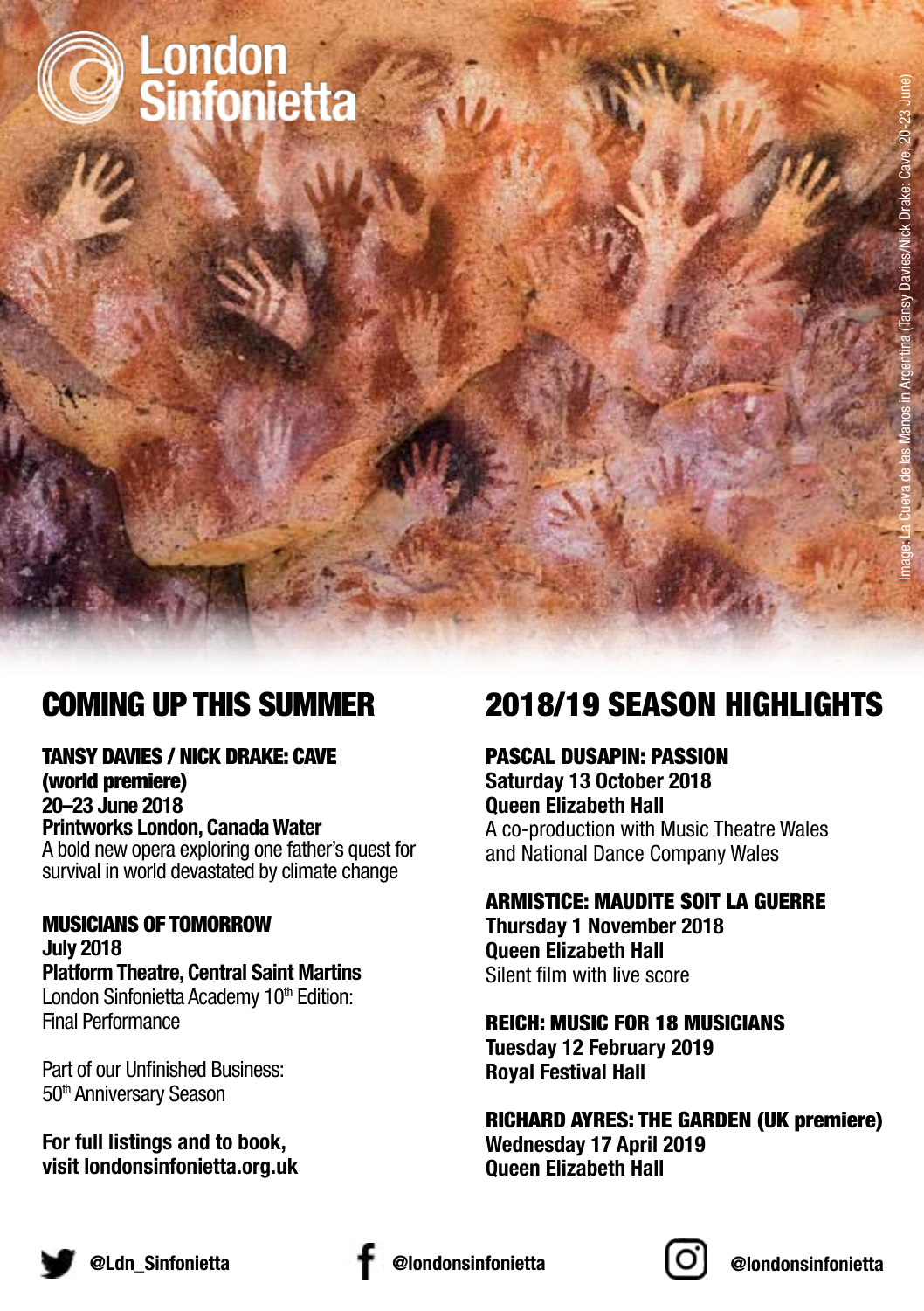# London Sinfonietta

Image: La Cueva de las Manos in Argentina (Tansy Davies/Nick Drake: Cave, 20-23 June)

## COMING UP THIS SUMMER

**TANSY DAVIES / NICK DRAKE: CAVE (world premiere)**
**20–23 June 2018**
**Printworks London, Canada Water**
A bold new opera exploring one father's quest for survival in world devastated by climate change

**MUSICIANS OF TOMORROW**
**July 2018**
**Platform Theatre, Central Saint Martins**
London Sinfonietta Academy 10th Edition: Final Performance

Part of our Unfinished Business: 50th Anniversary Season

**For full listings and to book, visit londonsinfonietta.org.uk**

## 2018/19 SEASON HIGHLIGHTS

**PASCAL DUSAPIN: PASSION**
**Saturday 13 October 2018**
**Queen Elizabeth Hall**
A co-production with Music Theatre Wales and National Dance Company Wales

**ARMISTICE: MAUDITE SOIT LA GUERRE**
**Thursday 1 November 2018**
**Queen Elizabeth Hall**
Silent film with live score

**REICH: MUSIC FOR 18 MUSICIANS**
**Tuesday 12 February 2019**
**Royal Festival Hall**

**RICHARD AYRES: THE GARDEN (UK premiere)**
**Wednesday 17 April 2019**
**Queen Elizabeth Hall**

@Ldn_Sinfonietta @londonsinfonietta @londonsinfonietta